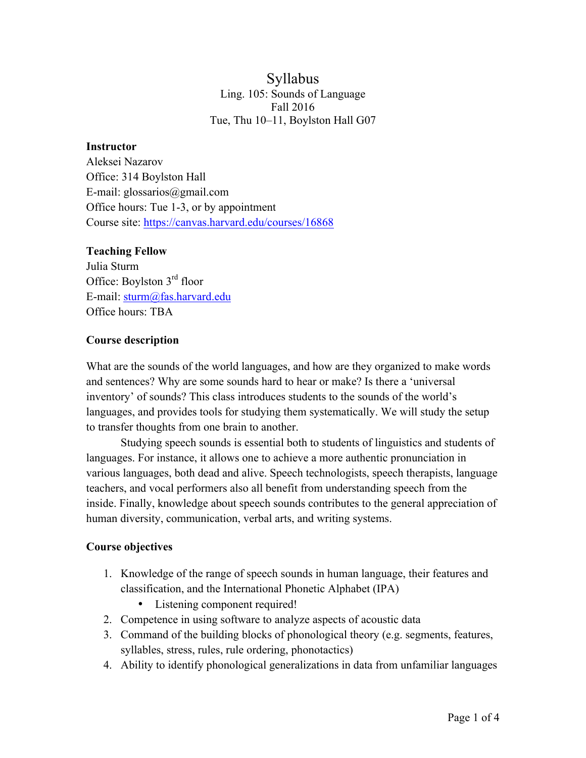# Syllabus

Ling. 105: Sounds of Language
Fall 2016
Tue, Thu 10–11, Boylston Hall G07

**Instructor**
Aleksei Nazarov
Office: 314 Boylston Hall
E-mail: glossarios@gmail.com
Office hours: Tue 1-3, or by appointment
Course site: https://canvas.harvard.edu/courses/16868

**Teaching Fellow**
Julia Sturm
Office: Boylston 3rd floor
E-mail: sturm@fas.harvard.edu
Office hours: TBA

**Course description**

What are the sounds of the world languages, and how are they organized to make words and sentences? Why are some sounds hard to hear or make? Is there a 'universal inventory' of sounds? This class introduces students to the sounds of the world's languages, and provides tools for studying them systematically. We will study the setup to transfer thoughts from one brain to another.

Studying speech sounds is essential both to students of linguistics and students of languages. For instance, it allows one to achieve a more authentic pronunciation in various languages, both dead and alive. Speech technologists, speech therapists, language teachers, and vocal performers also all benefit from understanding speech from the inside. Finally, knowledge about speech sounds contributes to the general appreciation of human diversity, communication, verbal arts, and writing systems.

**Course objectives**

1. Knowledge of the range of speech sounds in human language, their features and classification, and the International Phonetic Alphabet (IPA)
   - Listening component required!
2. Competence in using software to analyze aspects of acoustic data
3. Command of the building blocks of phonological theory (e.g. segments, features, syllables, stress, rules, rule ordering, phonotactics)
4. Ability to identify phonological generalizations in data from unfamiliar languages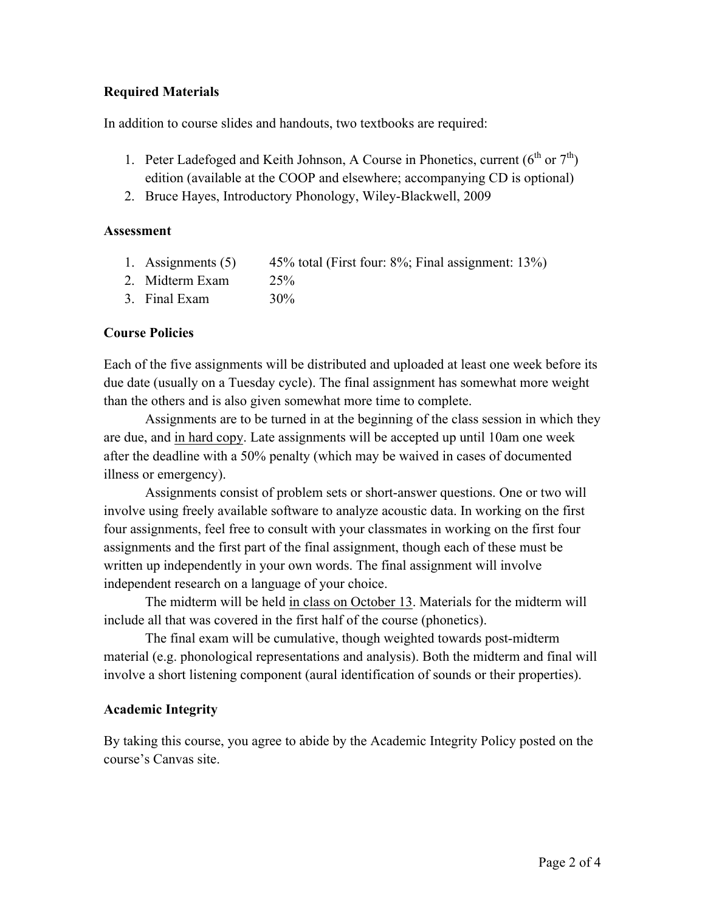### Required Materials

In addition to course slides and handouts, two textbooks are required:

1. Peter Ladefoged and Keith Johnson, A Course in Phonetics, current (6th or 7th) edition (available at the COOP and elsewhere; accompanying CD is optional)
2. Bruce Hayes, Introductory Phonology, Wiley-Blackwell, 2009

### Assessment

1. Assignments (5) 45% total (First four: 8%; Final assignment: 13%)
2. Midterm Exam 25%
3. Final Exam 30%

### Course Policies

Each of the five assignments will be distributed and uploaded at least one week before its due date (usually on a Tuesday cycle). The final assignment has somewhat more weight than the others and is also given somewhat more time to complete.

Assignments are to be turned in at the beginning of the class session in which they are due, and <u>in hard copy</u>. Late assignments will be accepted up until 10am one week after the deadline with a 50% penalty (which may be waived in cases of documented illness or emergency).

Assignments consist of problem sets or short-answer questions. One or two will involve using freely available software to analyze acoustic data. In working on the first four assignments, feel free to consult with your classmates in working on the first four assignments and the first part of the final assignment, though each of these must be written up independently in your own words. The final assignment will involve independent research on a language of your choice.

The midterm will be held <u>in class on October 13</u>. Materials for the midterm will include all that was covered in the first half of the course (phonetics).

The final exam will be cumulative, though weighted towards post-midterm material (e.g. phonological representations and analysis). Both the midterm and final will involve a short listening component (aural identification of sounds or their properties).

### Academic Integrity

By taking this course, you agree to abide by the Academic Integrity Policy posted on the course's Canvas site.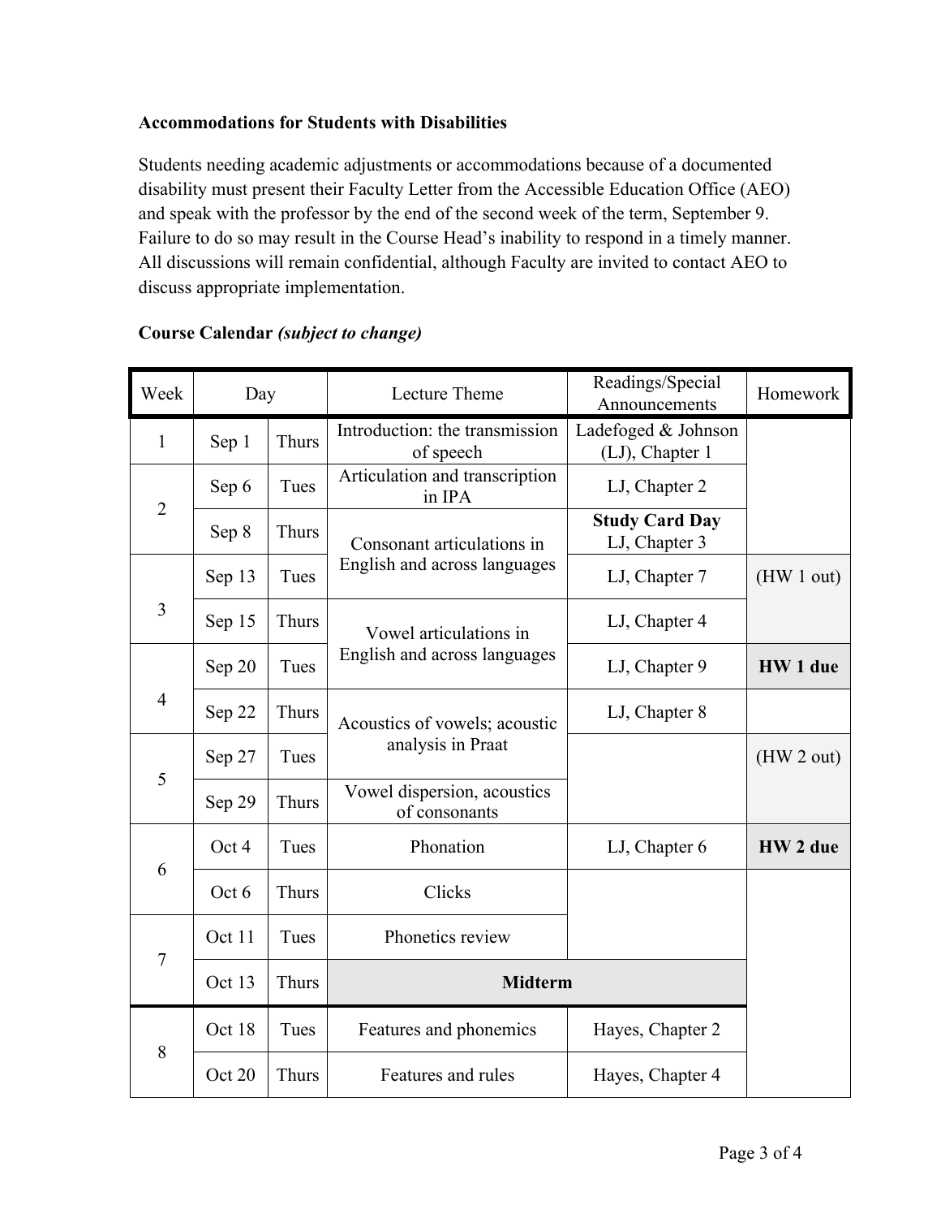**Accommodations for Students with Disabilities**

Students needing academic adjustments or accommodations because of a documented disability must present their Faculty Letter from the Accessible Education Office (AEO) and speak with the professor by the end of the second week of the term, September 9. Failure to do so may result in the Course Head's inability to respond in a timely manner. All discussions will remain confidential, although Faculty are invited to contact AEO to discuss appropriate implementation.

**Course Calendar *(subject to change)***

| Week | Day | | Lecture Theme | Readings/Special Announcements | Homework |
|---|---|---|---|---|---|
| 1 | Sep 1 | Thurs | Introduction: the transmission of speech | Ladefoged & Johnson (LJ), Chapter 1 | |
| 2 | Sep 6 | Tues | Articulation and transcription in IPA | LJ, Chapter 2 | |
| | Sep 8 | Thurs | Consonant articulations in English and across languages | **Study Card Day** LJ, Chapter 3 | |
| 3 | Sep 13 | Tues | | LJ, Chapter 7 | (HW 1 out) |
| | Sep 15 | Thurs | Vowel articulations in English and across languages | LJ, Chapter 4 | |
| 4 | Sep 20 | Tues | | LJ, Chapter 9 | **HW 1 due** |
| | Sep 22 | Thurs | Acoustics of vowels; acoustic analysis in Praat | LJ, Chapter 8 | |
| 5 | Sep 27 | Tues | | | (HW 2 out) |
| | Sep 29 | Thurs | Vowel dispersion, acoustics of consonants | | |
| 6 | Oct 4 | Tues | Phonation | LJ, Chapter 6 | **HW 2 due** |
| | Oct 6 | Thurs | Clicks | | |
| 7 | Oct 11 | Tues | Phonetics review | | |
| | Oct 13 | Thurs | **Midterm** | | |
| 8 | Oct 18 | Tues | Features and phonemics | Hayes, Chapter 2 | |
| | Oct 20 | Thurs | Features and rules | Hayes, Chapter 4 | |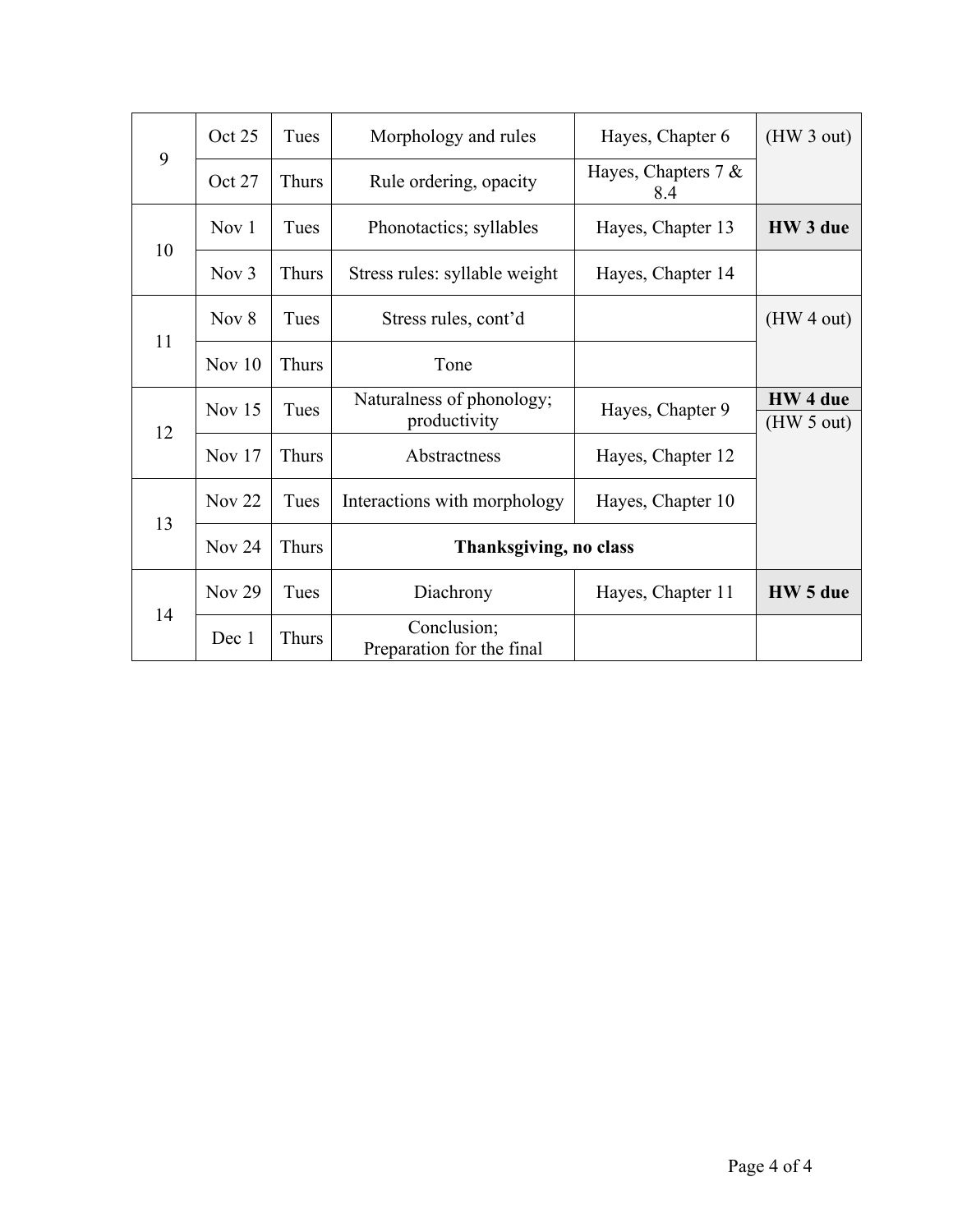| | | | | | |
|---|---|---|---|---|---|
| 9 | Oct 25 | Tues | Morphology and rules | Hayes, Chapter 6 | (HW 3 out) |
| | Oct 27 | Thurs | Rule ordering, opacity | Hayes, Chapters 7 & 8.4 | |
| 10 | Nov 1 | Tues | Phonotactics; syllables | Hayes, Chapter 13 | **HW 3 due** |
| | Nov 3 | Thurs | Stress rules: syllable weight | Hayes, Chapter 14 | |
| 11 | Nov 8 | Tues | Stress rules, cont'd | | (HW 4 out) |
| | Nov 10 | Thurs | Tone | | |
| 12 | Nov 15 | Tues | Naturalness of phonology; productivity | Hayes, Chapter 9 | **HW 4 due** (HW 5 out) |
| | Nov 17 | Thurs | Abstractness | Hayes, Chapter 12 | |
| 13 | Nov 22 | Tues | Interactions with morphology | Hayes, Chapter 10 | |
| | Nov 24 | Thurs | **Thanksgiving, no class** | | |
| 14 | Nov 29 | Tues | Diachrony | Hayes, Chapter 11 | **HW 5 due** |
| | Dec 1 | Thurs | Conclusion; Preparation for the final | | |